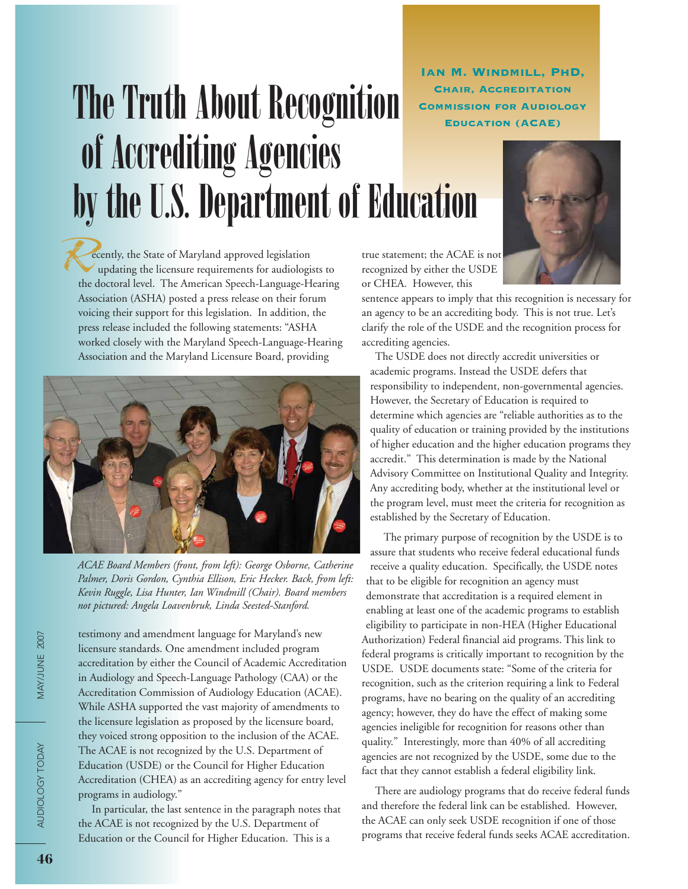# The Truth About Recognition of Accrediting Agencies by the U.S. Department of Education

**Ian M. Windmill, PhD, Chair, Accreditation Commission for Audiology Education (ACAE)**

Recently, the State of Maryland approved legislation updating the licensure requirements for audiologists to the doctoral level. The American Speech-Language-Hearing Association (ASHA) posted a press release on their forum voicing their support for this legislation. In addition, the press release included the following statements: "ASHA worked closely with the Maryland Speech-Language-Hearing Association and the Maryland Licensure Board, providing testimony and amendment language for Maryland's new licensure standards. One amendment included program accreditation by either the Council of Academic Accreditation in Audiology and Speech-Language Pathology (CAA) or the Accreditation Commission of Audiology Education (ACAE). While ASHA supported the vast majority of amendments to the licensure legislation as proposed by the licensure board, they voiced strong opposition to the inclusion of the ACAE. The ACAE is not recognized by the U.S. Department of Education (USDE) or the Council for Higher Education Accreditation (CHEA) as an accrediting agency for entry level programs in audiology."

*ACAE Board Members (front, from left): George Osborne, Catherine Palmer, Doris Gordon, Cynthia Ellison, Eric Hecker. Back, from left: Kevin Ruggle, Lisa Hunter, Ian Windmill (Chair). Board members not pictured: Angela Loavenbruk, Linda Seested-Stanford.*

In particular, the last sentence in the paragraph notes that the ACAE is not recognized by the U.S. Department of Education or the Council for Higher Education. This is a true statement; the ACAE is not recognized by either the USDE or CHEA. However, this sentence appears to imply that this recognition is necessary for an agency to be an accrediting body. This is not true. Let's clarify the role of the USDE and the recognition process for accrediting agencies.

The USDE does not directly accredit universities or academic programs. Instead the USDE defers that responsibility to independent, non-governmental agencies. However, the Secretary of Education is required to determine which agencies are "reliable authorities as to the quality of education or training provided by the institutions of higher education and the higher education programs they accredit." This determination is made by the National Advisory Committee on Institutional Quality and Integrity. Any accrediting body, whether at the institutional level or the program level, must meet the criteria for recognition as established by the Secretary of Education.

The primary purpose of recognition by the USDE is to assure that students who receive federal educational funds receive a quality education. Specifically, the USDE notes that to be eligible for recognition an agency must demonstrate that accreditation is a required element in enabling at least one of the academic programs to establish eligibility to participate in non-HEA (Higher Educational Authorization) Federal financial aid programs. This link to federal programs is critically important to recognition by the USDE. USDE documents state: "Some of the criteria for recognition, such as the criterion requiring a link to Federal programs, have no bearing on the quality of an accrediting agency; however, they do have the effect of making some agencies ineligible for recognition for reasons other than quality." Interestingly, more than 40% of all accrediting agencies are not recognized by the USDE, some due to the fact that they cannot establish a federal eligibility link.

There are audiology programs that do receive federal funds and therefore the federal link can be established. However, the ACAE can only seek USDE recognition if one of those programs that receive federal funds seeks ACAE accreditation.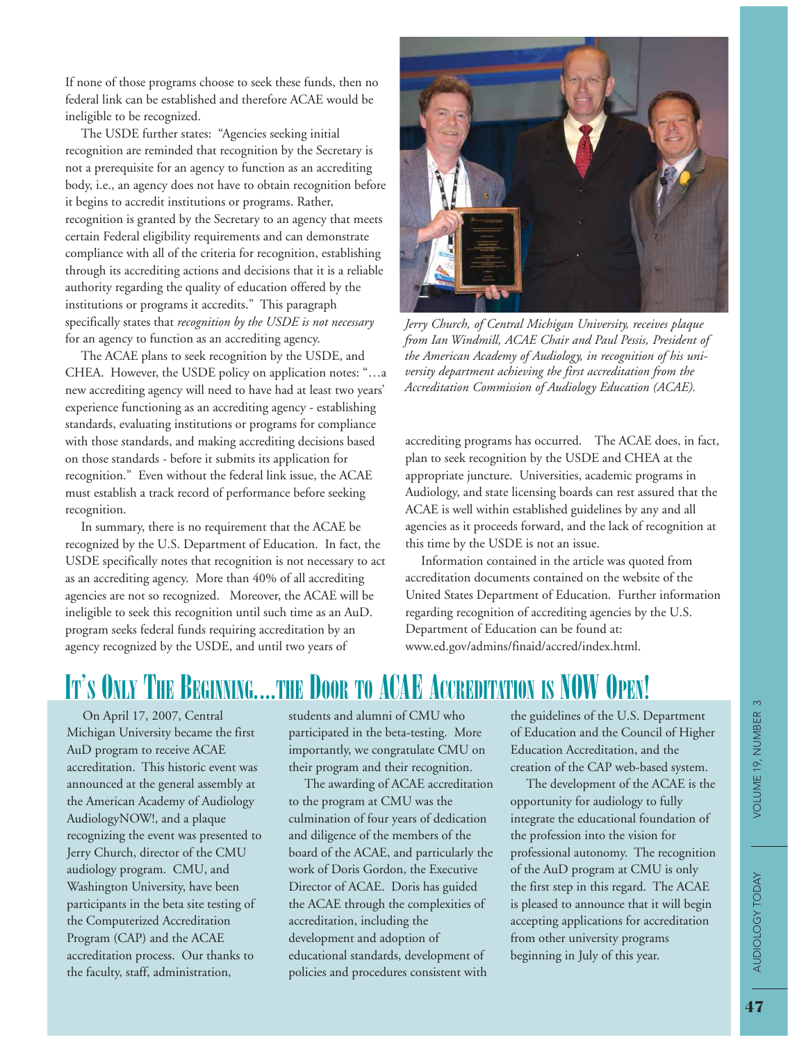If none of those programs choose to seek these funds, then no federal link can be established and therefore ACAE would be ineligible to be recognized.

The USDE further states: "Agencies seeking initial recognition are reminded that recognition by the Secretary is not a prerequisite for an agency to function as an accrediting body, i.e., an agency does not have to obtain recognition before it begins to accredit institutions or programs. Rather, recognition is granted by the Secretary to an agency that meets certain Federal eligibility requirements and can demonstrate compliance with all of the criteria for recognition, establishing through its accrediting actions and decisions that it is a reliable authority regarding the quality of education offered by the institutions or programs it accredits." This paragraph specifically states that *recognition by the USDE is not necessary* for an agency to function as an accrediting agency.

The ACAE plans to seek recognition by the USDE, and CHEA. However, the USDE policy on application notes: "…a new accrediting agency will need to have had at least two years' experience functioning as an accrediting agency - establishing standards, evaluating institutions or programs for compliance with those standards, and making accrediting decisions based on those standards - before it submits its application for recognition." Even without the federal link issue, the ACAE must establish a track record of performance before seeking recognition.

In summary, there is no requirement that the ACAE be recognized by the U.S. Department of Education. In fact, the USDE specifically notes that recognition is not necessary to act as an accrediting agency. More than 40% of all accrediting agencies are not so recognized. Moreover, the ACAE will be ineligible to seek this recognition until such time as an AuD. program seeks federal funds requiring accreditation by an agency recognized by the USDE, and until two years of accrediting programs has occurred. The ACAE does, in fact, plan to seek recognition by the USDE and CHEA at the appropriate juncture. Universities, academic programs in Audiology, and state licensing boards can rest assured that the ACAE is well within established guidelines by any and all agencies as it proceeds forward, and the lack of recognition at this time by the USDE is not an issue.

Information contained in the article was quoted from accreditation documents contained on the website of the United States Department of Education. Further information regarding recognition of accrediting agencies by the U.S. Department of Education can be found at: www.ed.gov/admins/finaid/accred/index.html.

*Jerry Church, of Central Michigan University, receives plaque from Ian Windmill, ACAE Chair and Paul Pessis, President of the American Academy of Audiology, in recognition of his university department achieving the first accreditation from the Accreditation Commission of Audiology Education (ACAE).*

## It's Only The Beginning….the Door to ACAE Accreditation is NOW Open!

On April 17, 2007, Central Michigan University became the first AuD program to receive ACAE accreditation. This historic event was announced at the general assembly at the American Academy of Audiology AudiologyNOW!, and a plaque recognizing the event was presented to Jerry Church, director of the CMU audiology program. CMU, and Washington University, have been participants in the beta site testing of the Computerized Accreditation Program (CAP) and the ACAE accreditation process. Our thanks to the faculty, staff, administration, students and alumni of CMU who participated in the beta-testing. More importantly, we congratulate CMU on their program and their recognition.

The awarding of ACAE accreditation to the program at CMU was the culmination of four years of dedication and diligence of the members of the board of the ACAE, and particularly the work of Doris Gordon, the Executive Director of ACAE. Doris has guided the ACAE through the complexities of accreditation, including the development and adoption of educational standards, development of policies and procedures consistent with the guidelines of the U.S. Department of Education and the Council of Higher Education Accreditation, and the creation of the CAP web-based system.

The development of the ACAE is the opportunity for audiology to fully integrate the educational foundation of the profession into the vision for professional autonomy. The recognition of the AuD program at CMU is only the first step in this regard. The ACAE is pleased to announce that it will begin accepting applications for accreditation from other university programs beginning in July of this year.